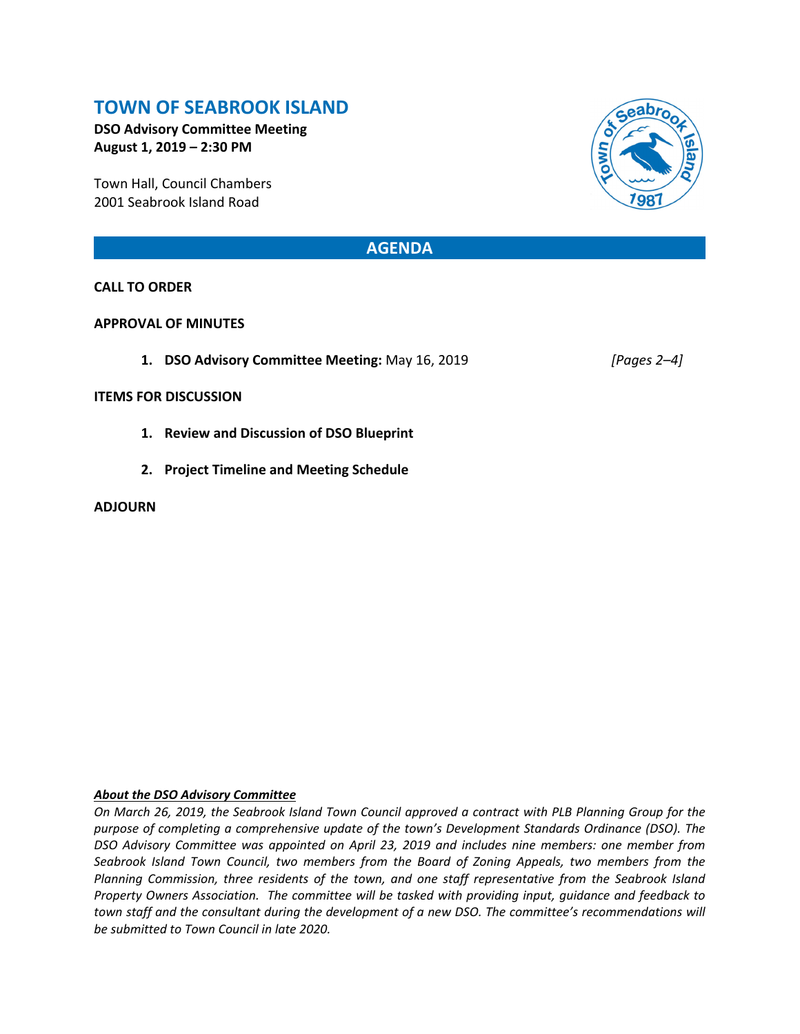# TOWN OF SEABROOK ISLAND

**DSO Advisory Committee Meeting**
**August 1, 2019 – 2:30 PM**

Town Hall, Council Chambers
2001 Seabrook Island Road

## AGENDA

**CALL TO ORDER**

**APPROVAL OF MINUTES**

1. **DSO Advisory Committee Meeting:** May 16, 2019 *[Pages 2–4]*

**ITEMS FOR DISCUSSION**

1. **Review and Discussion of DSO Blueprint**
2. **Project Timeline and Meeting Schedule**

**ADJOURN**

***About the DSO Advisory Committee***

*On March 26, 2019, the Seabrook Island Town Council approved a contract with PLB Planning Group for the purpose of completing a comprehensive update of the town's Development Standards Ordinance (DSO). The DSO Advisory Committee was appointed on April 23, 2019 and includes nine members: one member from Seabrook Island Town Council, two members from the Board of Zoning Appeals, two members from the Planning Commission, three residents of the town, and one staff representative from the Seabrook Island Property Owners Association. The committee will be tasked with providing input, guidance and feedback to town staff and the consultant during the development of a new DSO. The committee's recommendations will be submitted to Town Council in late 2020.*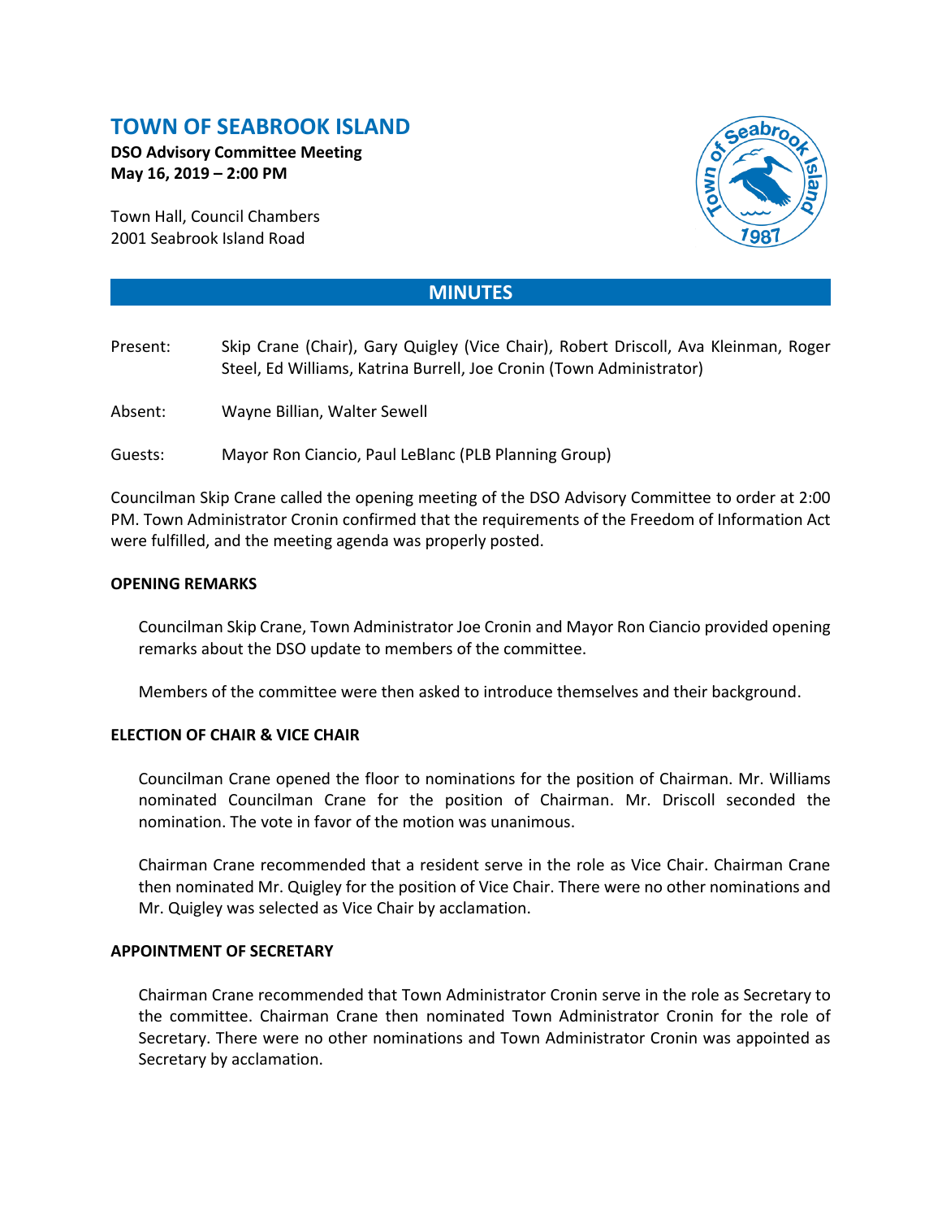# TOWN OF SEABROOK ISLAND

**DSO Advisory Committee Meeting**
**May 16, 2019 – 2:00 PM**

Town Hall, Council Chambers
2001 Seabrook Island Road

## MINUTES

Present: Skip Crane (Chair), Gary Quigley (Vice Chair), Robert Driscoll, Ava Kleinman, Roger Steel, Ed Williams, Katrina Burrell, Joe Cronin (Town Administrator)

Absent: Wayne Billian, Walter Sewell

Guests: Mayor Ron Ciancio, Paul LeBlanc (PLB Planning Group)

Councilman Skip Crane called the opening meeting of the DSO Advisory Committee to order at 2:00 PM. Town Administrator Cronin confirmed that the requirements of the Freedom of Information Act were fulfilled, and the meeting agenda was properly posted.

### OPENING REMARKS

Councilman Skip Crane, Town Administrator Joe Cronin and Mayor Ron Ciancio provided opening remarks about the DSO update to members of the committee.

Members of the committee were then asked to introduce themselves and their background.

### ELECTION OF CHAIR & VICE CHAIR

Councilman Crane opened the floor to nominations for the position of Chairman. Mr. Williams nominated Councilman Crane for the position of Chairman. Mr. Driscoll seconded the nomination. The vote in favor of the motion was unanimous.

Chairman Crane recommended that a resident serve in the role as Vice Chair. Chairman Crane then nominated Mr. Quigley for the position of Vice Chair. There were no other nominations and Mr. Quigley was selected as Vice Chair by acclamation.

### APPOINTMENT OF SECRETARY

Chairman Crane recommended that Town Administrator Cronin serve in the role as Secretary to the committee. Chairman Crane then nominated Town Administrator Cronin for the role of Secretary. There were no other nominations and Town Administrator Cronin was appointed as Secretary by acclamation.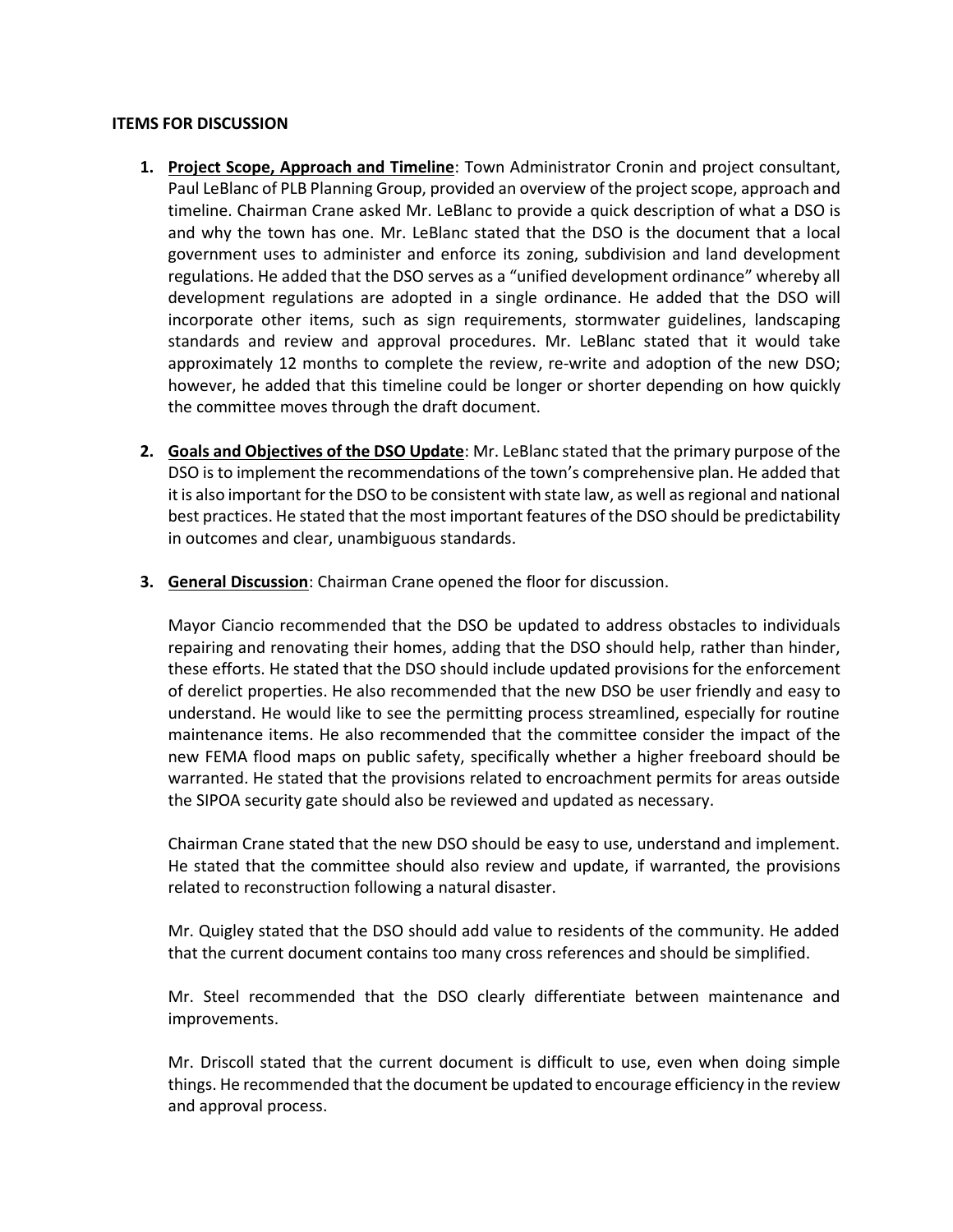**ITEMS FOR DISCUSSION**

1. **Project Scope, Approach and Timeline**: Town Administrator Cronin and project consultant, Paul LeBlanc of PLB Planning Group, provided an overview of the project scope, approach and timeline. Chairman Crane asked Mr. LeBlanc to provide a quick description of what a DSO is and why the town has one. Mr. LeBlanc stated that the DSO is the document that a local government uses to administer and enforce its zoning, subdivision and land development regulations. He added that the DSO serves as a "unified development ordinance" whereby all development regulations are adopted in a single ordinance. He added that the DSO will incorporate other items, such as sign requirements, stormwater guidelines, landscaping standards and review and approval procedures. Mr. LeBlanc stated that it would take approximately 12 months to complete the review, re-write and adoption of the new DSO; however, he added that this timeline could be longer or shorter depending on how quickly the committee moves through the draft document.

2. **Goals and Objectives of the DSO Update**: Mr. LeBlanc stated that the primary purpose of the DSO is to implement the recommendations of the town's comprehensive plan. He added that it is also important for the DSO to be consistent with state law, as well as regional and national best practices. He stated that the most important features of the DSO should be predictability in outcomes and clear, unambiguous standards.

3. **General Discussion**: Chairman Crane opened the floor for discussion.

   Mayor Ciancio recommended that the DSO be updated to address obstacles to individuals repairing and renovating their homes, adding that the DSO should help, rather than hinder, these efforts. He stated that the DSO should include updated provisions for the enforcement of derelict properties. He also recommended that the new DSO be user friendly and easy to understand. He would like to see the permitting process streamlined, especially for routine maintenance items. He also recommended that the committee consider the impact of the new FEMA flood maps on public safety, specifically whether a higher freeboard should be warranted. He stated that the provisions related to encroachment permits for areas outside the SIPOA security gate should also be reviewed and updated as necessary.

   Chairman Crane stated that the new DSO should be easy to use, understand and implement. He stated that the committee should also review and update, if warranted, the provisions related to reconstruction following a natural disaster.

   Mr. Quigley stated that the DSO should add value to residents of the community. He added that the current document contains too many cross references and should be simplified.

   Mr. Steel recommended that the DSO clearly differentiate between maintenance and improvements.

   Mr. Driscoll stated that the current document is difficult to use, even when doing simple things. He recommended that the document be updated to encourage efficiency in the review and approval process.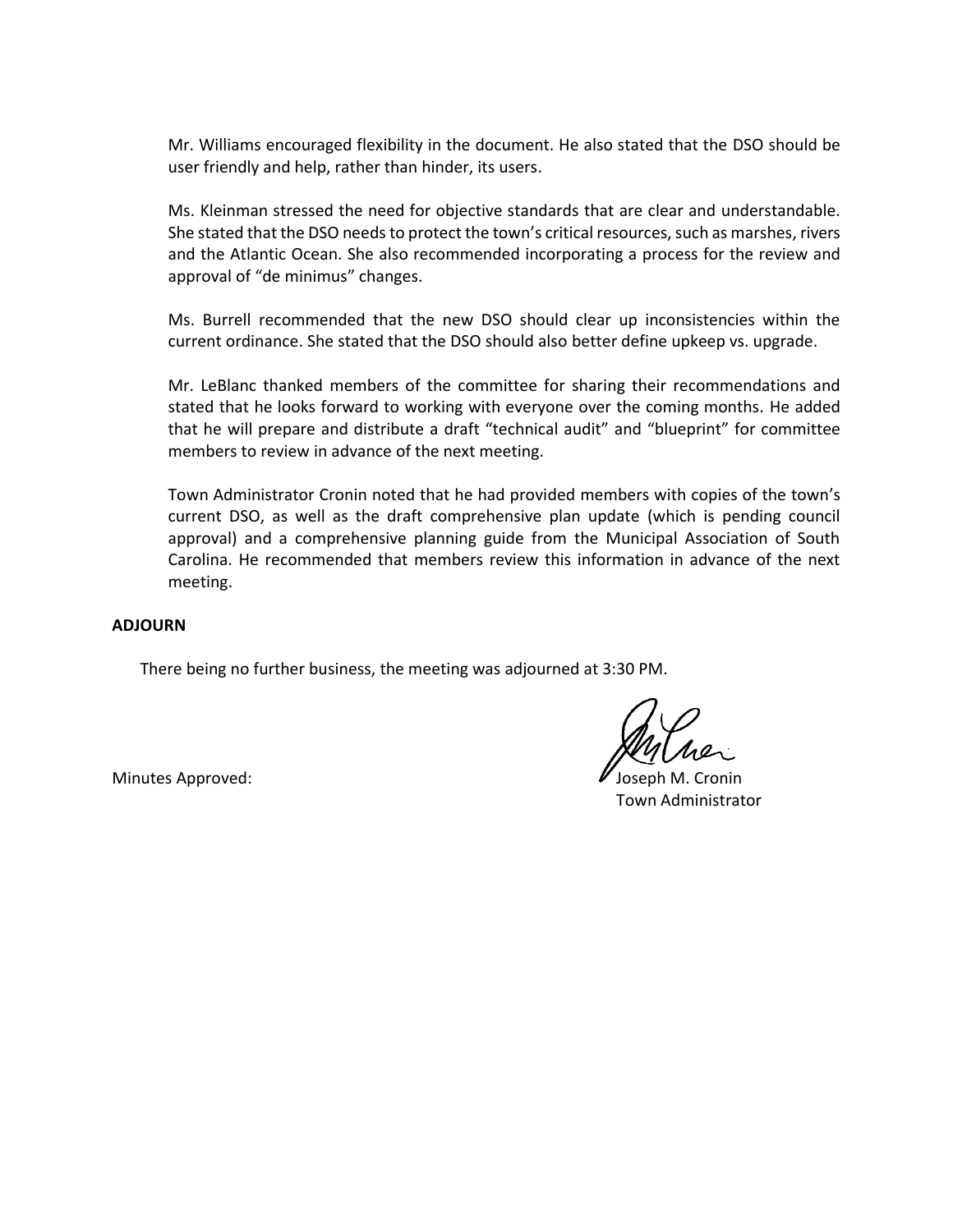Mr. Williams encouraged flexibility in the document. He also stated that the DSO should be user friendly and help, rather than hinder, its users.

Ms. Kleinman stressed the need for objective standards that are clear and understandable. She stated that the DSO needs to protect the town's critical resources, such as marshes, rivers and the Atlantic Ocean. She also recommended incorporating a process for the review and approval of "de minimus" changes.

Ms. Burrell recommended that the new DSO should clear up inconsistencies within the current ordinance. She stated that the DSO should also better define upkeep vs. upgrade.

Mr. LeBlanc thanked members of the committee for sharing their recommendations and stated that he looks forward to working with everyone over the coming months. He added that he will prepare and distribute a draft "technical audit" and "blueprint" for committee members to review in advance of the next meeting.

Town Administrator Cronin noted that he had provided members with copies of the town's current DSO, as well as the draft comprehensive plan update (which is pending council approval) and a comprehensive planning guide from the Municipal Association of South Carolina. He recommended that members review this information in advance of the next meeting.

**ADJOURN**

There being no further business, the meeting was adjourned at 3:30 PM.

Minutes Approved:

Joseph M. Cronin
Town Administrator